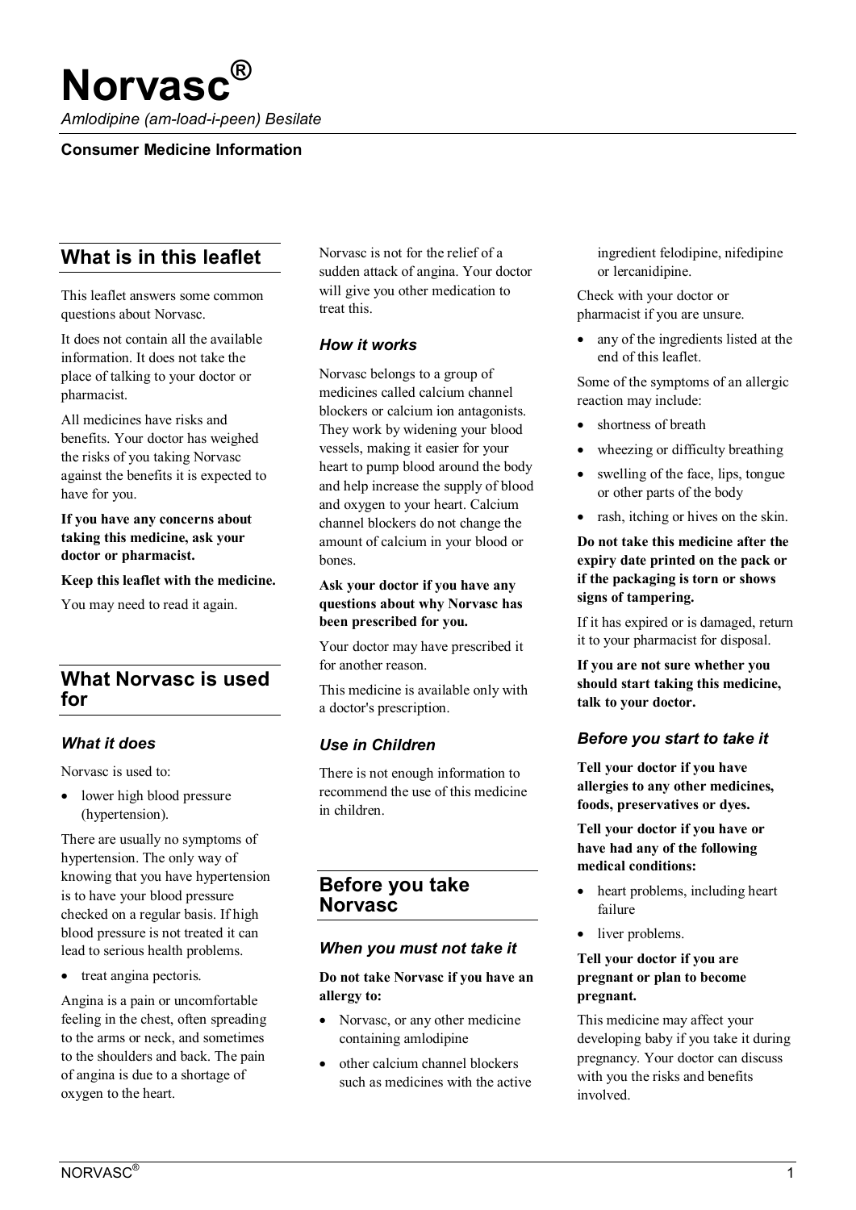# Norvasc®

*Amlodipine (am-load-i-peen) Besilate*

**Consumer Medicine Information**

## What is in this leaflet

This leaflet answers some common questions about Norvasc.

It does not contain all the available information. It does not take the place of talking to your doctor or pharmacist.

All medicines have risks and benefits. Your doctor has weighed the risks of you taking Norvasc against the benefits it is expected to have for you.

**If you have any concerns about taking this medicine, ask your doctor or pharmacist.**

**Keep this leaflet with the medicine.**

You may need to read it again.

## What Norvasc is used for

### *What it does*

Norvasc is used to:

- lower high blood pressure (hypertension).

There are usually no symptoms of hypertension. The only way of knowing that you have hypertension is to have your blood pressure checked on a regular basis. If high blood pressure is not treated it can lead to serious health problems.

- treat angina pectoris.

Angina is a pain or uncomfortable feeling in the chest, often spreading to the arms or neck, and sometimes to the shoulders and back. The pain of angina is due to a shortage of oxygen to the heart.

Norvasc is not for the relief of a sudden attack of angina. Your doctor will give you other medication to treat this.

### *How it works*

Norvasc belongs to a group of medicines called calcium channel blockers or calcium ion antagonists. They work by widening your blood vessels, making it easier for your heart to pump blood around the body and help increase the supply of blood and oxygen to your heart. Calcium channel blockers do not change the amount of calcium in your blood or bones.

**Ask your doctor if you have any questions about why Norvasc has been prescribed for you.**

Your doctor may have prescribed it for another reason.

This medicine is available only with a doctor's prescription.

### *Use in Children*

There is not enough information to recommend the use of this medicine in children.

## Before you take Norvasc

### *When you must not take it*

**Do not take Norvasc if you have an allergy to:**

- Norvasc, or any other medicine containing amlodipine
- other calcium channel blockers such as medicines with the active ingredient felodipine, nifedipine or lercanidipine.

Check with your doctor or pharmacist if you are unsure.

- any of the ingredients listed at the end of this leaflet.

Some of the symptoms of an allergic reaction may include:

- shortness of breath
- wheezing or difficulty breathing
- swelling of the face, lips, tongue or other parts of the body
- rash, itching or hives on the skin.

**Do not take this medicine after the expiry date printed on the pack or if the packaging is torn or shows signs of tampering.**

If it has expired or is damaged, return it to your pharmacist for disposal.

**If you are not sure whether you should start taking this medicine, talk to your doctor.**

### *Before you start to take it*

**Tell your doctor if you have allergies to any other medicines, foods, preservatives or dyes.**

**Tell your doctor if you have or have had any of the following medical conditions:**

- heart problems, including heart failure
- liver problems.

**Tell your doctor if you are pregnant or plan to become pregnant.**

This medicine may affect your developing baby if you take it during pregnancy. Your doctor can discuss with you the risks and benefits involved.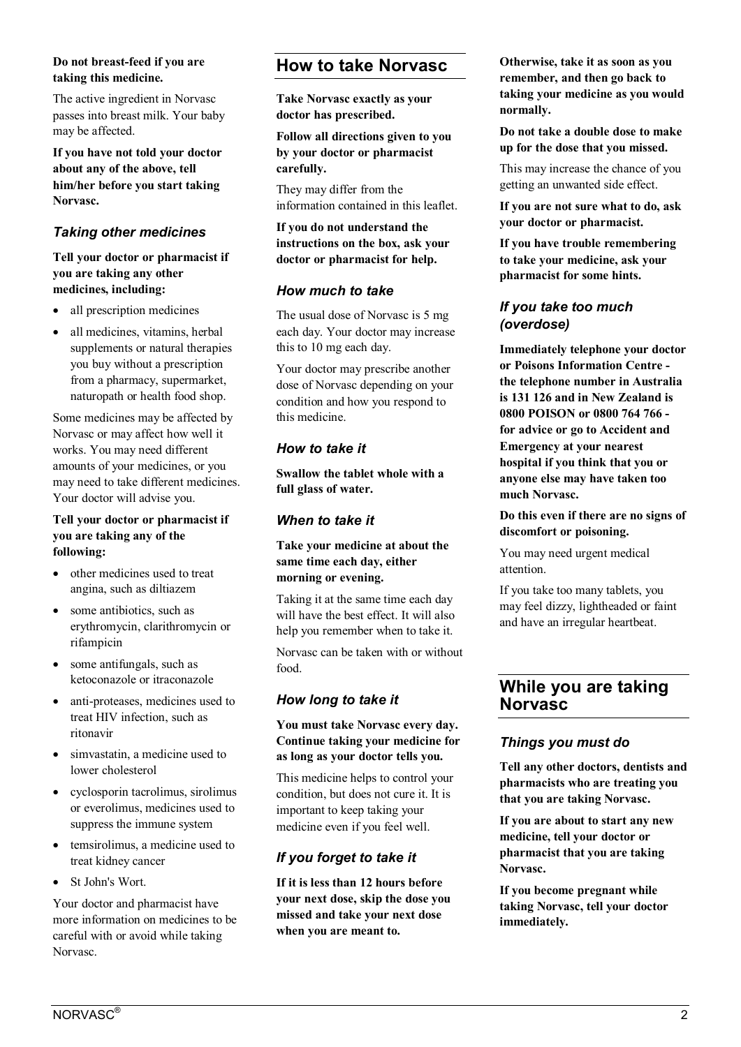**Do not breast-feed if you are taking this medicine.**

The active ingredient in Norvasc passes into breast milk. Your baby may be affected.

**If you have not told your doctor about any of the above, tell him/her before you start taking Norvasc.**

### *Taking other medicines*

**Tell your doctor or pharmacist if you are taking any other medicines, including:**

- all prescription medicines
- all medicines, vitamins, herbal supplements or natural therapies you buy without a prescription from a pharmacy, supermarket, naturopath or health food shop.

Some medicines may be affected by Norvasc or may affect how well it works. You may need different amounts of your medicines, or you may need to take different medicines. Your doctor will advise you.

**Tell your doctor or pharmacist if you are taking any of the following:**

- other medicines used to treat angina, such as diltiazem
- some antibiotics, such as erythromycin, clarithromycin or rifampicin
- some antifungals, such as ketoconazole or itraconazole
- anti-proteases, medicines used to treat HIV infection, such as ritonavir
- simvastatin, a medicine used to lower cholesterol
- cyclosporin tacrolimus, sirolimus or everolimus, medicines used to suppress the immune system
- temsirolimus, a medicine used to treat kidney cancer
- St John's Wort.

Your doctor and pharmacist have more information on medicines to be careful with or avoid while taking Norvasc.

## How to take Norvasc

**Take Norvasc exactly as your doctor has prescribed.**

**Follow all directions given to you by your doctor or pharmacist carefully.**

They may differ from the information contained in this leaflet.

**If you do not understand the instructions on the box, ask your doctor or pharmacist for help.**

### *How much to take*

The usual dose of Norvasc is 5 mg each day. Your doctor may increase this to 10 mg each day.

Your doctor may prescribe another dose of Norvasc depending on your condition and how you respond to this medicine.

### *How to take it*

**Swallow the tablet whole with a full glass of water.**

### *When to take it*

**Take your medicine at about the same time each day, either morning or evening.**

Taking it at the same time each day will have the best effect. It will also help you remember when to take it.

Norvasc can be taken with or without food.

### *How long to take it*

**You must take Norvasc every day. Continue taking your medicine for as long as your doctor tells you.**

This medicine helps to control your condition, but does not cure it. It is important to keep taking your medicine even if you feel well.

### *If you forget to take it*

**If it is less than 12 hours before your next dose, skip the dose you missed and take your next dose when you are meant to.**

**Otherwise, take it as soon as you remember, and then go back to taking your medicine as you would normally.**

**Do not take a double dose to make up for the dose that you missed.**

This may increase the chance of you getting an unwanted side effect.

**If you are not sure what to do, ask your doctor or pharmacist.**

**If you have trouble remembering to take your medicine, ask your pharmacist for some hints.**

### *If you take too much (overdose)*

**Immediately telephone your doctor or Poisons Information Centre - the telephone number in Australia is 131 126 and in New Zealand is 0800 POISON or 0800 764 766 - for advice or go to Accident and Emergency at your nearest hospital if you think that you or anyone else may have taken too much Norvasc.**

**Do this even if there are no signs of discomfort or poisoning.**

You may need urgent medical attention.

If you take too many tablets, you may feel dizzy, lightheaded or faint and have an irregular heartbeat.

## While you are taking Norvasc

### *Things you must do*

**Tell any other doctors, dentists and pharmacists who are treating you that you are taking Norvasc.**

**If you are about to start any new medicine, tell your doctor or pharmacist that you are taking Norvasc.**

**If you become pregnant while taking Norvasc, tell your doctor immediately.**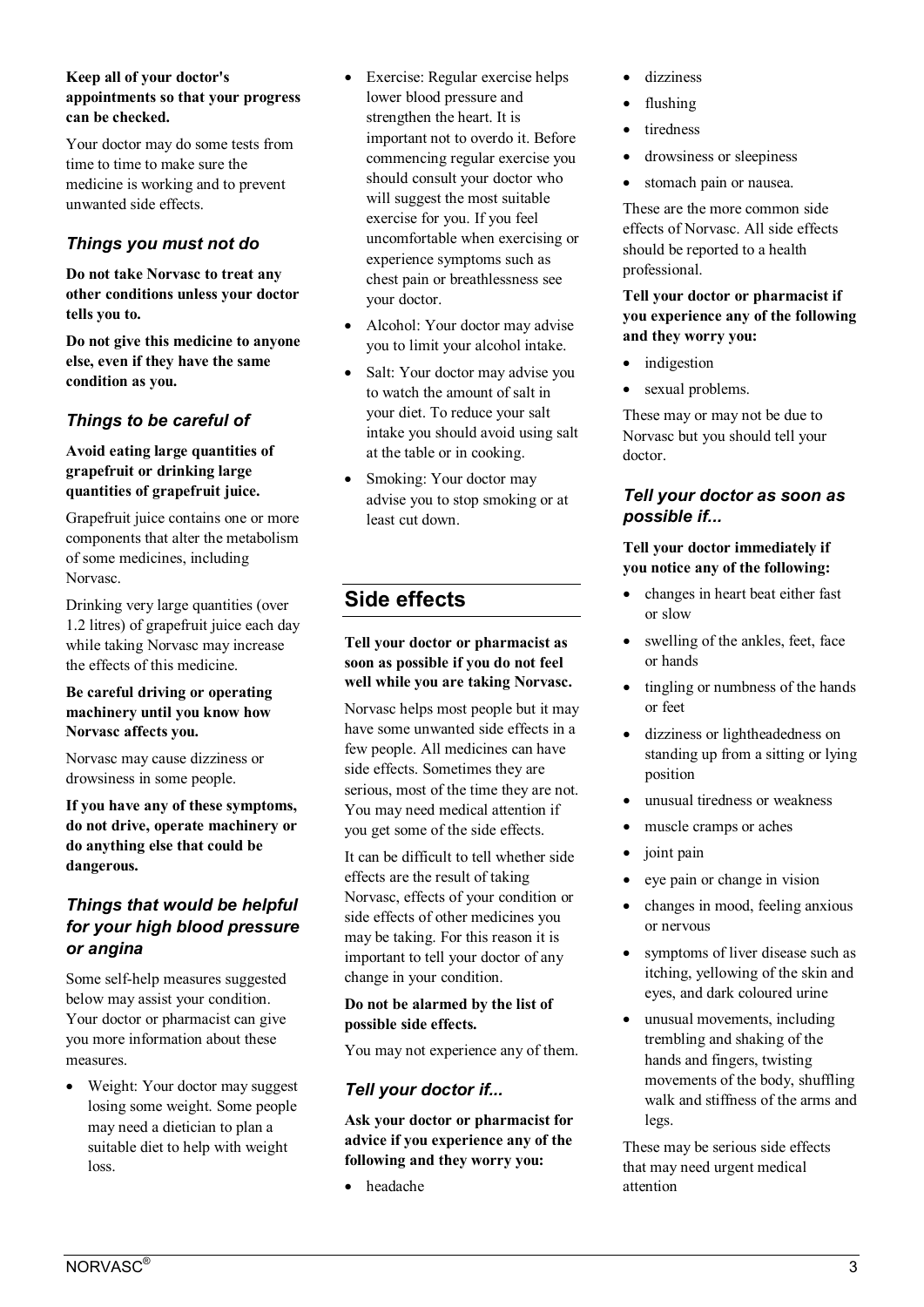**Keep all of your doctor's appointments so that your progress can be checked.**

Your doctor may do some tests from time to time to make sure the medicine is working and to prevent unwanted side effects.

### *Things you must not do*

**Do not take Norvasc to treat any other conditions unless your doctor tells you to.**

**Do not give this medicine to anyone else, even if they have the same condition as you.**

### *Things to be careful of*

**Avoid eating large quantities of grapefruit or drinking large quantities of grapefruit juice.**

Grapefruit juice contains one or more components that alter the metabolism of some medicines, including Norvasc.

Drinking very large quantities (over 1.2 litres) of grapefruit juice each day while taking Norvasc may increase the effects of this medicine.

**Be careful driving or operating machinery until you know how Norvasc affects you.**

Norvasc may cause dizziness or drowsiness in some people.

**If you have any of these symptoms, do not drive, operate machinery or do anything else that could be dangerous.**

### *Things that would be helpful for your high blood pressure or angina*

Some self-help measures suggested below may assist your condition. Your doctor or pharmacist can give you more information about these measures.

- Weight: Your doctor may suggest losing some weight. Some people may need a dietician to plan a suitable diet to help with weight loss.
- Exercise: Regular exercise helps lower blood pressure and strengthen the heart. It is important not to overdo it. Before commencing regular exercise you should consult your doctor who will suggest the most suitable exercise for you. If you feel uncomfortable when exercising or experience symptoms such as chest pain or breathlessness see your doctor.
- Alcohol: Your doctor may advise you to limit your alcohol intake.
- Salt: Your doctor may advise you to watch the amount of salt in your diet. To reduce your salt intake you should avoid using salt at the table or in cooking.
- Smoking: Your doctor may advise you to stop smoking or at least cut down.

## Side effects

**Tell your doctor or pharmacist as soon as possible if you do not feel well while you are taking Norvasc.**

Norvasc helps most people but it may have some unwanted side effects in a few people. All medicines can have side effects. Sometimes they are serious, most of the time they are not. You may need medical attention if you get some of the side effects.

It can be difficult to tell whether side effects are the result of taking Norvasc, effects of your condition or side effects of other medicines you may be taking. For this reason it is important to tell your doctor of any change in your condition.

**Do not be alarmed by the list of possible side effects.**

You may not experience any of them.

### *Tell your doctor if...*

**Ask your doctor or pharmacist for advice if you experience any of the following and they worry you:**

- headache
- dizziness
- flushing
- tiredness
- drowsiness or sleepiness
- stomach pain or nausea.

These are the more common side effects of Norvasc. All side effects should be reported to a health professional.

**Tell your doctor or pharmacist if you experience any of the following and they worry you:**

- indigestion
- sexual problems.

These may or may not be due to Norvasc but you should tell your doctor.

### *Tell your doctor as soon as possible if...*

**Tell your doctor immediately if you notice any of the following:**

- changes in heart beat either fast or slow
- swelling of the ankles, feet, face or hands
- tingling or numbness of the hands or feet
- dizziness or lightheadedness on standing up from a sitting or lying position
- unusual tiredness or weakness
- muscle cramps or aches
- joint pain
- eye pain or change in vision
- changes in mood, feeling anxious or nervous
- symptoms of liver disease such as itching, yellowing of the skin and eyes, and dark coloured urine
- unusual movements, including trembling and shaking of the hands and fingers, twisting movements of the body, shuffling walk and stiffness of the arms and legs.

These may be serious side effects that may need urgent medical attention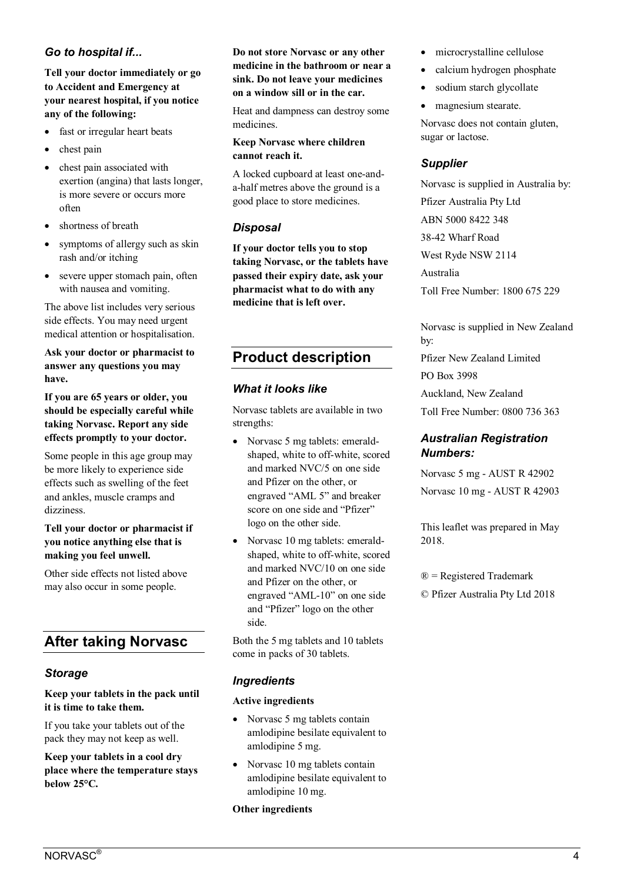### Go to hospital if...

**Tell your doctor immediately or go to Accident and Emergency at your nearest hospital, if you notice any of the following:**

- fast or irregular heart beats
- chest pain
- chest pain associated with exertion (angina) that lasts longer, is more severe or occurs more often
- shortness of breath
- symptoms of allergy such as skin rash and/or itching
- severe upper stomach pain, often with nausea and vomiting.

The above list includes very serious side effects. You may need urgent medical attention or hospitalisation.

**Ask your doctor or pharmacist to answer any questions you may have.**

**If you are 65 years or older, you should be especially careful while taking Norvasc. Report any side effects promptly to your doctor.**

Some people in this age group may be more likely to experience side effects such as swelling of the feet and ankles, muscle cramps and dizziness.

**Tell your doctor or pharmacist if you notice anything else that is making you feel unwell.**

Other side effects not listed above may also occur in some people.

## After taking Norvasc

### Storage

**Keep your tablets in the pack until it is time to take them.**

If you take your tablets out of the pack they may not keep as well.

**Keep your tablets in a cool dry place where the temperature stays below 25°C.**

**Do not store Norvasc or any other medicine in the bathroom or near a sink. Do not leave your medicines on a window sill or in the car.**

Heat and dampness can destroy some medicines.

**Keep Norvasc where children cannot reach it.**

A locked cupboard at least one-and-a-half metres above the ground is a good place to store medicines.

### Disposal

**If your doctor tells you to stop taking Norvasc, or the tablets have passed their expiry date, ask your pharmacist what to do with any medicine that is left over.**

## Product description

### What it looks like

Norvasc tablets are available in two strengths:

- Norvasc 5 mg tablets: emerald-shaped, white to off-white, scored and marked NVC/5 on one side and Pfizer on the other, or engraved "AML 5" and breaker score on one side and "Pfizer" logo on the other side.
- Norvasc 10 mg tablets: emerald-shaped, white to off-white, scored and marked NVC/10 on one side and Pfizer on the other, or engraved "AML-10" on one side and "Pfizer" logo on the other side.

Both the 5 mg tablets and 10 tablets come in packs of 30 tablets.

### Ingredients

**Active ingredients**

- Norvasc 5 mg tablets contain amlodipine besilate equivalent to amlodipine 5 mg.
- Norvasc 10 mg tablets contain amlodipine besilate equivalent to amlodipine 10 mg.

**Other ingredients**

- microcrystalline cellulose
- calcium hydrogen phosphate
- sodium starch glycollate
- magnesium stearate.

Norvasc does not contain gluten, sugar or lactose.

### Supplier

Norvasc is supplied in Australia by:

Pfizer Australia Pty Ltd

ABN 5000 8422 348

38-42 Wharf Road

West Ryde NSW 2114

Australia

Toll Free Number: 1800 675 229

Norvasc is supplied in New Zealand by:

Pfizer New Zealand Limited

PO Box 3998

Auckland, New Zealand

Toll Free Number: 0800 736 363

### Australian Registration Numbers:

Norvasc 5 mg - AUST R 42902

Norvasc 10 mg - AUST R 42903

This leaflet was prepared in May 2018.

® = Registered Trademark

© Pfizer Australia Pty Ltd 2018